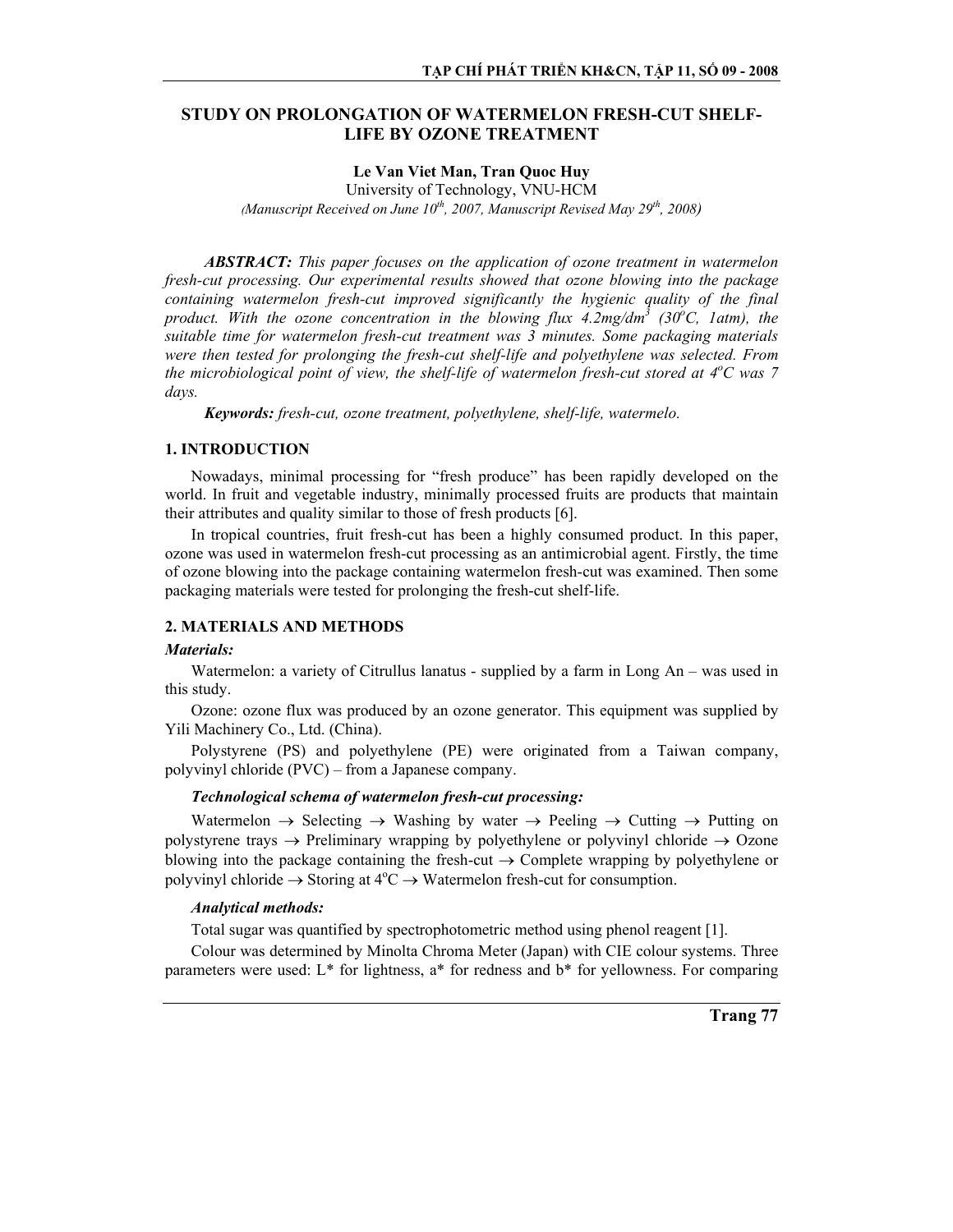# STUDY ON PROLONGATION OF WATERMELON FRESH-CUT SHELF-LIFE BY OZONE TREATMENT

**Le Van Viet Man, Tran Quoc Huy**

University of Technology, VNU-HCM

*(Manuscript Received on June 10th, 2007, Manuscript Revised May 29th, 2008)*

***ABSTRACT:*** *This paper focuses on the application of ozone treatment in watermelon fresh-cut processing. Our experimental results showed that ozone blowing into the package containing watermelon fresh-cut improved significantly the hygienic quality of the final product. With the ozone concentration in the blowing flux 4.2mg/dm$^3$ (30$^o$C, 1atm), the suitable time for watermelon fresh-cut treatment was 3 minutes. Some packaging materials were then tested for prolonging the fresh-cut shelf-life and polyethylene was selected. From the microbiological point of view, the shelf-life of watermelon fresh-cut stored at 4$^o$C was 7 days.*

***Keywords:*** *fresh-cut, ozone treatment, polyethylene, shelf-life, watermelo.*

## 1. INTRODUCTION

Nowadays, minimal processing for "fresh produce" has been rapidly developed on the world. In fruit and vegetable industry, minimally processed fruits are products that maintain their attributes and quality similar to those of fresh products [6].

In tropical countries, fruit fresh-cut has been a highly consumed product. In this paper, ozone was used in watermelon fresh-cut processing as an antimicrobial agent. Firstly, the time of ozone blowing into the package containing watermelon fresh-cut was examined. Then some packaging materials were tested for prolonging the fresh-cut shelf-life.

## 2. MATERIALS AND METHODS

### *Materials:*

Watermelon: a variety of Citrullus lanatus - supplied by a farm in Long An – was used in this study.

Ozone: ozone flux was produced by an ozone generator. This equipment was supplied by Yili Machinery Co., Ltd. (China).

Polystyrene (PS) and polyethylene (PE) were originated from a Taiwan company, polyvinyl chloride (PVC) – from a Japanese company.

### *Technological schema of watermelon fresh-cut processing:*

Watermelon → Selecting → Washing by water → Peeling → Cutting → Putting on polystyrene trays → Preliminary wrapping by polyethylene or polyvinyl chloride → Ozone blowing into the package containing the fresh-cut → Complete wrapping by polyethylene or polyvinyl chloride → Storing at 4$^o$C → Watermelon fresh-cut for consumption.

### *Analytical methods:*

Total sugar was quantified by spectrophotometric method using phenol reagent [1].

Colour was determined by Minolta Chroma Meter (Japan) with CIE colour systems. Three parameters were used: L* for lightness, a* for redness and b* for yellowness. For comparing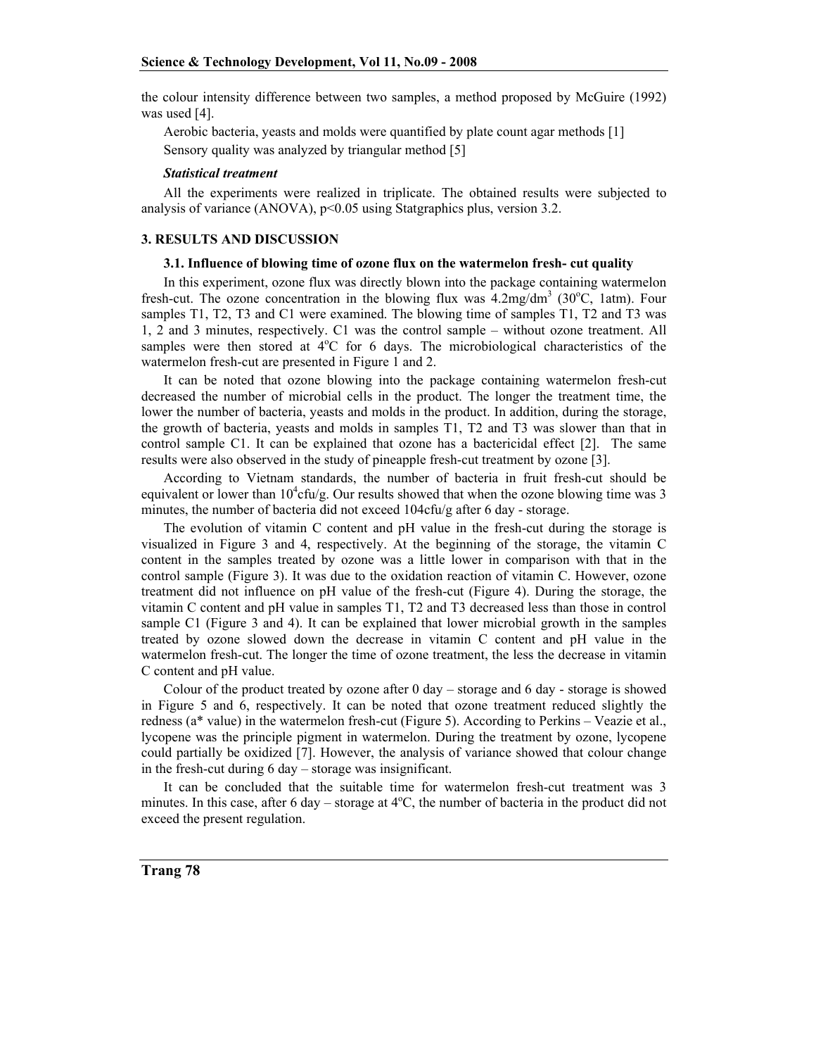the colour intensity difference between two samples, a method proposed by McGuire (1992) was used [4].

Aerobic bacteria, yeasts and molds were quantified by plate count agar methods [1]

Sensory quality was analyzed by triangular method [5]

***Statistical treatment***

All the experiments were realized in triplicate. The obtained results were subjected to analysis of variance (ANOVA), $p<0.05$ using Statgraphics plus, version 3.2.

## 3. RESULTS AND DISCUSSION

### 3.1. Influence of blowing time of ozone flux on the watermelon fresh- cut quality

In this experiment, ozone flux was directly blown into the package containing watermelon fresh-cut. The ozone concentration in the blowing flux was 4.2mg/dm$^3$ (30$^o$C, 1atm). Four samples T1, T2, T3 and C1 were examined. The blowing time of samples T1, T2 and T3 was 1, 2 and 3 minutes, respectively. C1 was the control sample – without ozone treatment. All samples were then stored at 4$^o$C for 6 days. The microbiological characteristics of the watermelon fresh-cut are presented in Figure 1 and 2.

It can be noted that ozone blowing into the package containing watermelon fresh-cut decreased the number of microbial cells in the product. The longer the treatment time, the lower the number of bacteria, yeasts and molds in the product. In addition, during the storage, the growth of bacteria, yeasts and molds in samples T1, T2 and T3 was slower than that in control sample C1. It can be explained that ozone has a bactericidal effect [2]. The same results were also observed in the study of pineapple fresh-cut treatment by ozone [3].

According to Vietnam standards, the number of bacteria in fruit fresh-cut should be equivalent or lower than 10$^4$cfu/g. Our results showed that when the ozone blowing time was 3 minutes, the number of bacteria did not exceed 104cfu/g after 6 day - storage.

The evolution of vitamin C content and pH value in the fresh-cut during the storage is visualized in Figure 3 and 4, respectively. At the beginning of the storage, the vitamin C content in the samples treated by ozone was a little lower in comparison with that in the control sample (Figure 3). It was due to the oxidation reaction of vitamin C. However, ozone treatment did not influence on pH value of the fresh-cut (Figure 4). During the storage, the vitamin C content and pH value in samples T1, T2 and T3 decreased less than those in control sample C1 (Figure 3 and 4). It can be explained that lower microbial growth in the samples treated by ozone slowed down the decrease in vitamin C content and pH value in the watermelon fresh-cut. The longer the time of ozone treatment, the less the decrease in vitamin C content and pH value.

Colour of the product treated by ozone after 0 day – storage and 6 day - storage is showed in Figure 5 and 6, respectively. It can be noted that ozone treatment reduced slightly the redness (a* value) in the watermelon fresh-cut (Figure 5). According to Perkins – Veazie et al., lycopene was the principle pigment in watermelon. During the treatment by ozone, lycopene could partially be oxidized [7]. However, the analysis of variance showed that colour change in the fresh-cut during 6 day – storage was insignificant.

It can be concluded that the suitable time for watermelon fresh-cut treatment was 3 minutes. In this case, after 6 day – storage at 4$^o$C, the number of bacteria in the product did not exceed the present regulation.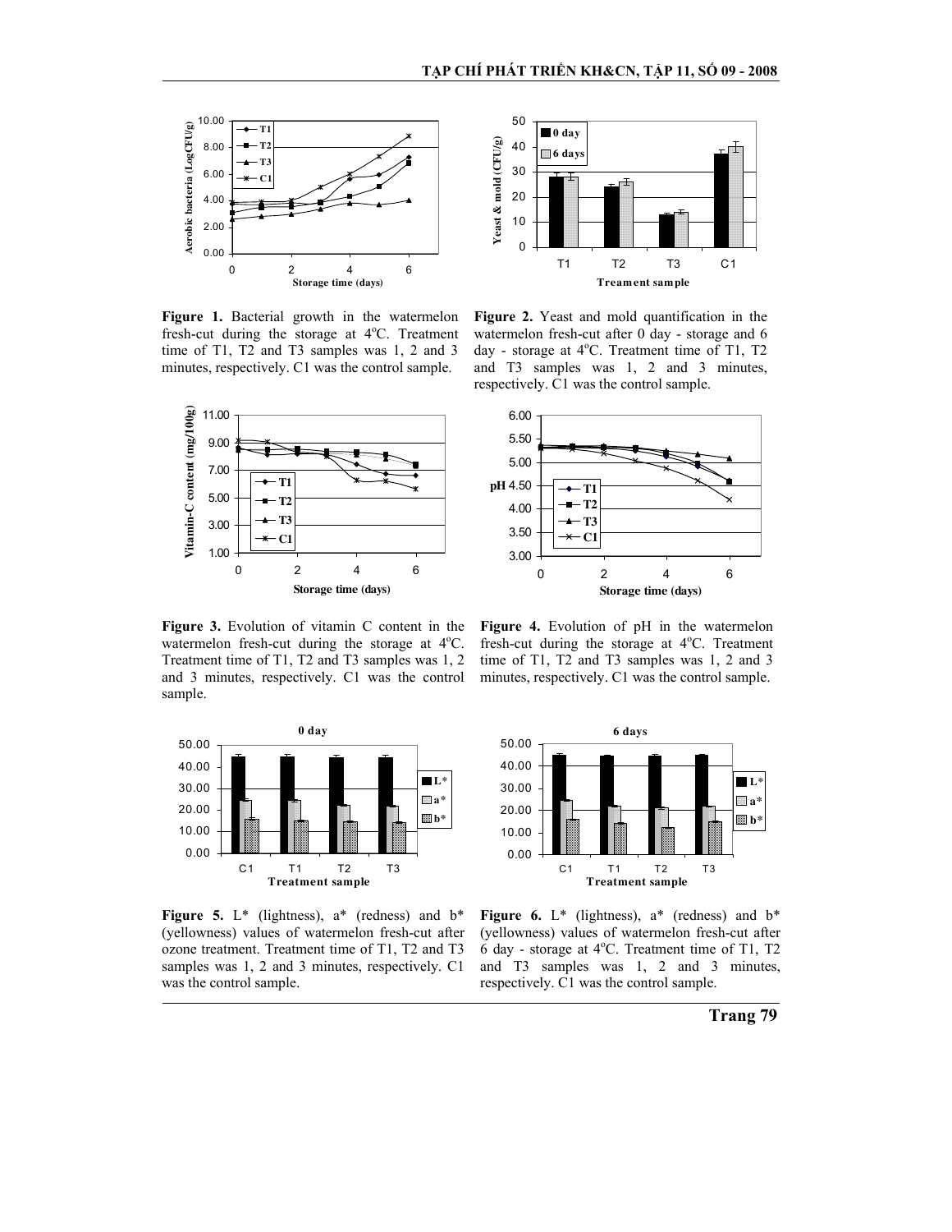Figure 1. Bacterial growth in the watermelon fresh-cut during the storage at 4°C. Treatment time of T1, T2 and T3 samples was 1, 2 and 3 minutes, respectively. C1 was the control sample.

Figure 2. Yeast and mold quantification in the watermelon fresh-cut after 0 day - storage and 6 day - storage at 4°C. Treatment time of T1, T2 and T3 samples was 1, 2 and 3 minutes, respectively. C1 was the control sample.

Figure 3. Evolution of vitamin C content in the watermelon fresh-cut during the storage at 4°C. Treatment time of T1, T2 and T3 samples was 1, 2 and 3 minutes, respectively. C1 was the control sample.

Figure 4. Evolution of pH in the watermelon fresh-cut during the storage at 4°C. Treatment time of T1, T2 and T3 samples was 1, 2 and 3 minutes, respectively. C1 was the control sample.

Figure 5. L* (lightness), a* (redness) and b* (yellowness) values of watermelon fresh-cut after ozone treatment. Treatment time of T1, T2 and T3 samples was 1, 2 and 3 minutes, respectively. C1 was the control sample.

Figure 6. L* (lightness), a* (redness) and b* (yellowness) values of watermelon fresh-cut after 6 day - storage at 4°C. Treatment time of T1, T2 and T3 samples was 1, 2 and 3 minutes, respectively. C1 was the control sample.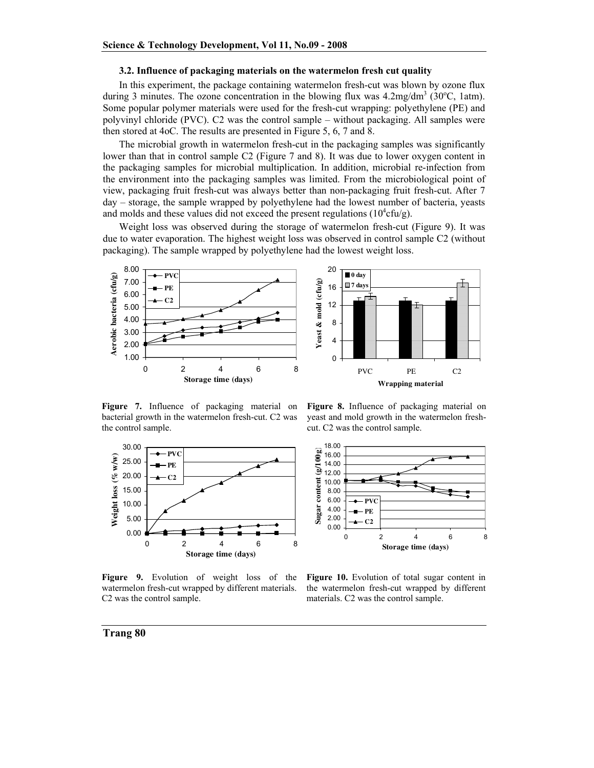### 3.2. Influence of packaging materials on the watermelon fresh cut quality

In this experiment, the package containing watermelon fresh-cut was blown by ozone flux during 3 minutes. The ozone concentration in the blowing flux was $4.2 mg/dm^3$ ($30^oC$, 1atm). Some popular polymer materials were used for the fresh-cut wrapping: polyethylene (PE) and polyvinyl chloride (PVC). C2 was the control sample – without packaging. All samples were then stored at 4oC. The results are presented in Figure 5, 6, 7 and 8.

The microbial growth in watermelon fresh-cut in the packaging samples was significantly lower than that in control sample C2 (Figure 7 and 8). It was due to lower oxygen content in the packaging samples for microbial multiplication. In addition, microbial re-infection from the environment into the packaging samples was limited. From the microbiological point of view, packaging fruit fresh-cut was always better than non-packaging fruit fresh-cut. After 7 day – storage, the sample wrapped by polyethylene had the lowest number of bacteria, yeasts and molds and these values did not exceed the present regulations ($10^4$cfu/g).

Weight loss was observed during the storage of watermelon fresh-cut (Figure 9). It was due to water evaporation. The highest weight loss was observed in control sample C2 (without packaging). The sample wrapped by polyethylene had the lowest weight loss.

**Figure 7.** Influence of packaging material on bacterial growth in the watermelon fresh-cut. C2 was the control sample.

**Figure 8.** Influence of packaging material on yeast and mold growth in the watermelon fresh-cut. C2 was the control sample.

**Figure 9.** Evolution of weight loss of the watermelon fresh-cut wrapped by different materials. C2 was the control sample.

**Figure 10.** Evolution of total sugar content in the watermelon fresh-cut wrapped by different materials. C2 was the control sample.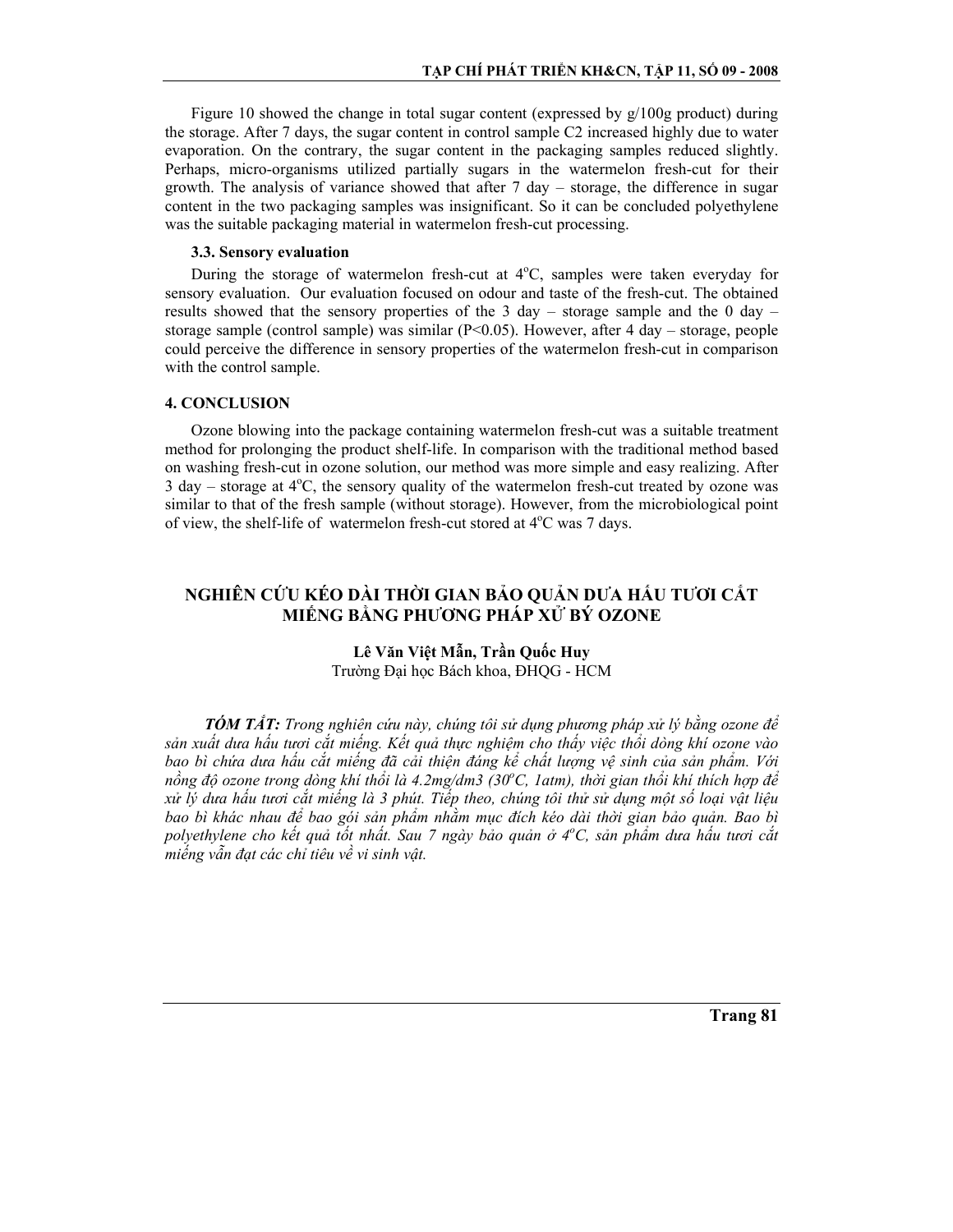Figure 10 showed the change in total sugar content (expressed by g/100g product) during the storage. After 7 days, the sugar content in control sample C2 increased highly due to water evaporation. On the contrary, the sugar content in the packaging samples reduced slightly. Perhaps, micro-organisms utilized partially sugars in the watermelon fresh-cut for their growth. The analysis of variance showed that after 7 day – storage, the difference in sugar content in the two packaging samples was insignificant. So it can be concluded polyethylene was the suitable packaging material in watermelon fresh-cut processing.

### 3.3. Sensory evaluation

During the storage of watermelon fresh-cut at 4$^o$C, samples were taken everyday for sensory evaluation. Our evaluation focused on odour and taste of the fresh-cut. The obtained results showed that the sensory properties of the 3 day – storage sample and the 0 day – storage sample (control sample) was similar ($P<0.05$). However, after 4 day – storage, people could perceive the difference in sensory properties of the watermelon fresh-cut in comparison with the control sample.

## 4. CONCLUSION

Ozone blowing into the package containing watermelon fresh-cut was a suitable treatment method for prolonging the product shelf-life. In comparison with the traditional method based on washing fresh-cut in ozone solution, our method was more simple and easy realizing. After 3 day – storage at 4$^o$C, the sensory quality of the watermelon fresh-cut treated by ozone was similar to that of the fresh sample (without storage). However, from the microbiological point of view, the shelf-life of watermelon fresh-cut stored at 4$^o$C was 7 days.

# NGHIÊN CỨU KÉO DÀI THỜI GIAN BẢO QUẢN DƯA HẤU TƯƠI CẮT MIẾNG BẰNG PHƯƠNG PHÁP XỬ BÝ OZONE

**Lê Văn Việt Mẫn, Trần Quốc Huy**
Trường Đại học Bách khoa, ĐHQG - HCM

***TÓM TẮT:*** *Trong nghiên cứu này, chúng tôi sử dụng phương pháp xử lý bằng ozone để sản xuất dưa hấu tươi cắt miếng. Kết quả thực nghiệm cho thấy việc thổi dòng khí ozone vào bao bì chứa dưa hấu cắt miếng đã cải thiện đáng kể chất lượng vệ sinh của sản phẩm. Với nồng độ ozone trong dòng khí thổi là 4.2mg/dm3 (30$^o$C, 1atm), thời gian thổi khí thích hợp để xử lý dưa hấu tươi cắt miếng là 3 phút. Tiếp theo, chúng tôi thử sử dụng một số loại vật liệu bao bì khác nhau để bao gói sản phẩm nhằm mục đích kéo dài thời gian bảo quản. Bao bì polyethylene cho kết quả tốt nhất. Sau 7 ngày bảo quản ở 4$^o$C, sản phẩm dưa hấu tươi cắt miếng vẫn đạt các chỉ tiêu về vi sinh vật.*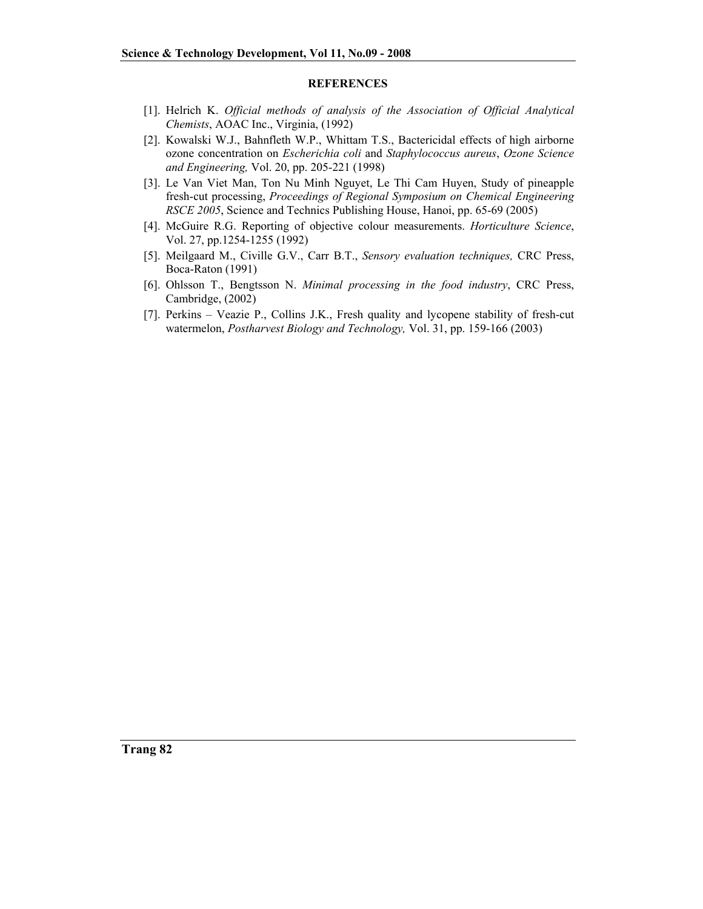## REFERENCES

[1]. Helrich K. *Official methods of analysis of the Association of Official Analytical Chemists*, AOAC Inc., Virginia, (1992)

[2]. Kowalski W.J., Bahnfleth W.P., Whittam T.S., Bactericidal effects of high airborne ozone concentration on *Escherichia coli* and *Staphylococcus aureus*, *Ozone Science and Engineering,* Vol. 20, pp. 205-221 (1998)

[3]. Le Van Viet Man, Ton Nu Minh Nguyet, Le Thi Cam Huyen, Study of pineapple fresh-cut processing, *Proceedings of Regional Symposium on Chemical Engineering RSCE 2005*, Science and Technics Publishing House, Hanoi, pp. 65-69 (2005)

[4]. McGuire R.G. Reporting of objective colour measurements. *Horticulture Science*, Vol. 27, pp.1254-1255 (1992)

[5]. Meilgaard M., Civille G.V., Carr B.T., *Sensory evaluation techniques,* CRC Press, Boca-Raton (1991)

[6]. Ohlsson T., Bengtsson N. *Minimal processing in the food industry*, CRC Press, Cambridge, (2002)

[7]. Perkins – Veazie P., Collins J.K., Fresh quality and lycopene stability of fresh-cut watermelon, *Postharvest Biology and Technology,* Vol. 31, pp. 159-166 (2003)